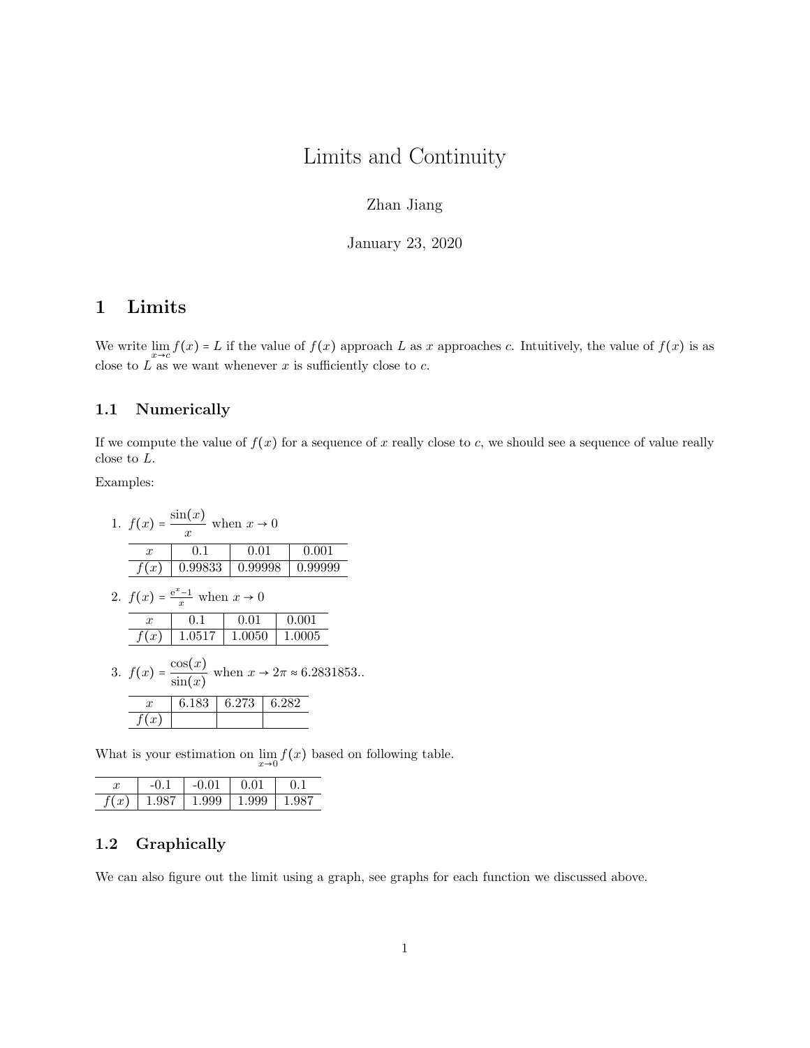# Limits and Continuity

Zhan Jiang

January 23, 2020

## 1 Limits

We write $\lim_{x \to c} f(x) = L$ if the value of $f(x)$ approach $L$ as $x$ approaches $c$. Intuitively, the value of $f(x)$ is as close to $L$ as we want whenever $x$ is sufficiently close to $c$.

### 1.1 Numerically

If we compute the value of $f(x)$ for a sequence of $x$ really close to $c$, we should see a sequence of value really close to $L$.

Examples:

1. $f(x) = \dfrac{\sin(x)}{x}$ when $x \to 0$

| $x$ | 0.1 | 0.01 | 0.001 |
|---|---|---|---|
| $f(x)$ | 0.99833 | 0.99998 | 0.99999 |

2. $f(x) = \frac{e^x - 1}{x}$ when $x \to 0$

| $x$ | 0.1 | 0.01 | 0.001 |
|---|---|---|---|
| $f(x)$ | 1.0517 | 1.0050 | 1.0005 |

3. $f(x) = \dfrac{\cos(x)}{\sin(x)}$ when $x \to 2\pi \approx 6.2831853..$

| $x$ | 6.183 | 6.273 | 6.282 |
|---|---|---|---|
| $f(x)$ | | | |

What is your estimation on $\lim_{x \to 0} f(x)$ based on following table.

| $x$ | -0.1 | -0.01 | 0.01 | 0.1 |
|---|---|---|---|---|
| $f(x)$ | 1.987 | 1.999 | 1.999 | 1.987 |

### 1.2 Graphically

We can also figure out the limit using a graph, see graphs for each function we discussed above.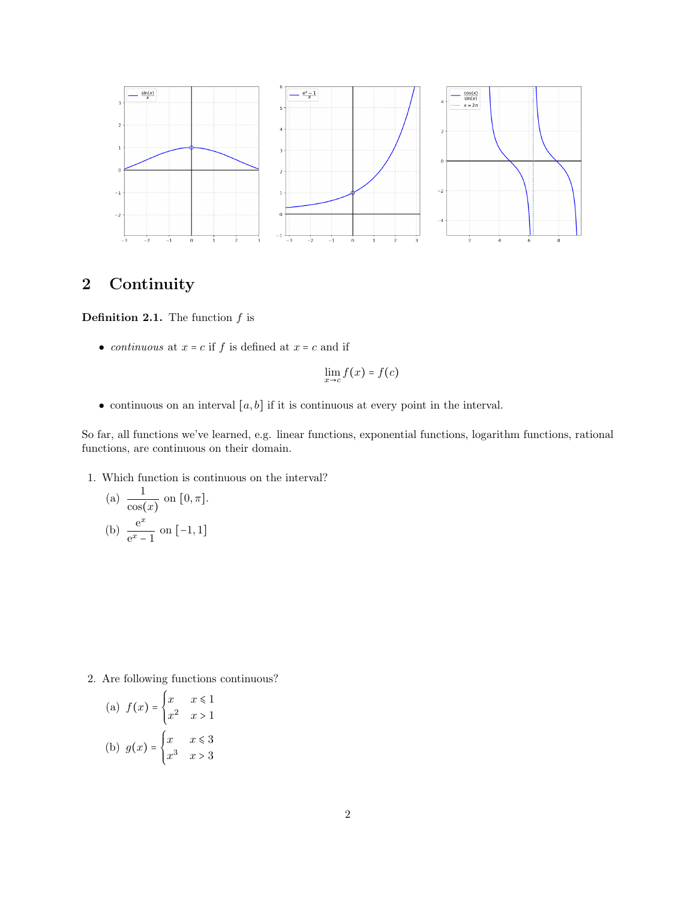## 2 Continuity

**Definition 2.1.** The function $f$ is

- *continuous* at $x = c$ if $f$ is defined at $x = c$ and if

$$\lim_{x \to c} f(x) = f(c)$$

- continuous on an interval $[a, b]$ if it is continuous at every point in the interval.

So far, all functions we've learned, e.g. linear functions, exponential functions, logarithm functions, rational functions, are continuous on their domain.

1. Which function is continuous on the interval?

   (a) $\dfrac{1}{\cos(x)}$ on $[0, \pi]$.

   (b) $\dfrac{e^x}{e^x - 1}$ on $[-1, 1]$

2. Are following functions continuous?

   (a) $f(x) = \begin{cases} x & x \leqslant 1 \\ x^2 & x > 1 \end{cases}$

   (b) $g(x) = \begin{cases} x & x \leqslant 3 \\ x^3 & x > 3 \end{cases}$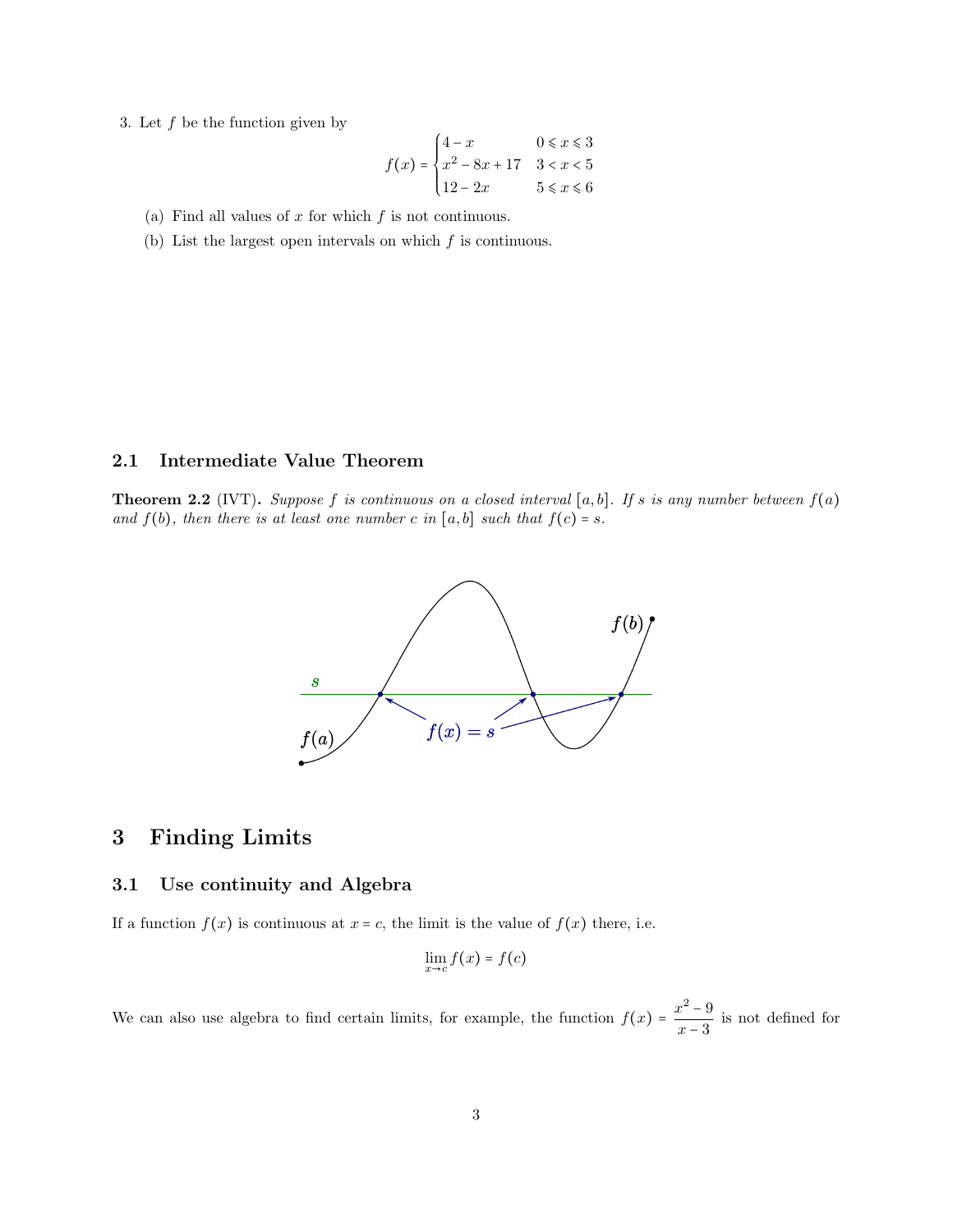3. Let $f$ be the function given by

$$f(x) = \begin{cases} 4 - x & 0 \leqslant x \leqslant 3 \\ x^2 - 8x + 17 & 3 < x < 5 \\ 12 - 2x & 5 \leqslant x \leqslant 6 \end{cases}$$

   (a) Find all values of $x$ for which $f$ is not continuous.

   (b) List the largest open intervals on which $f$ is continuous.

### 2.1 Intermediate Value Theorem

**Theorem 2.2** (IVT)**.** *Suppose $f$ is continuous on a closed interval $[a, b]$. If $s$ is any number between $f(a)$ and $f(b)$, then there is at least one number $c$ in $[a, b]$ such that $f(c) = s$.*

## 3 Finding Limits

### 3.1 Use continuity and Algebra

If a function $f(x)$ is continuous at $x = c$, the limit is the value of $f(x)$ there, i.e.

$$\lim_{x \to c} f(x) = f(c)$$

We can also use algebra to find certain limits, for example, the function $f(x) = \dfrac{x^2 - 9}{x - 3}$ is not defined for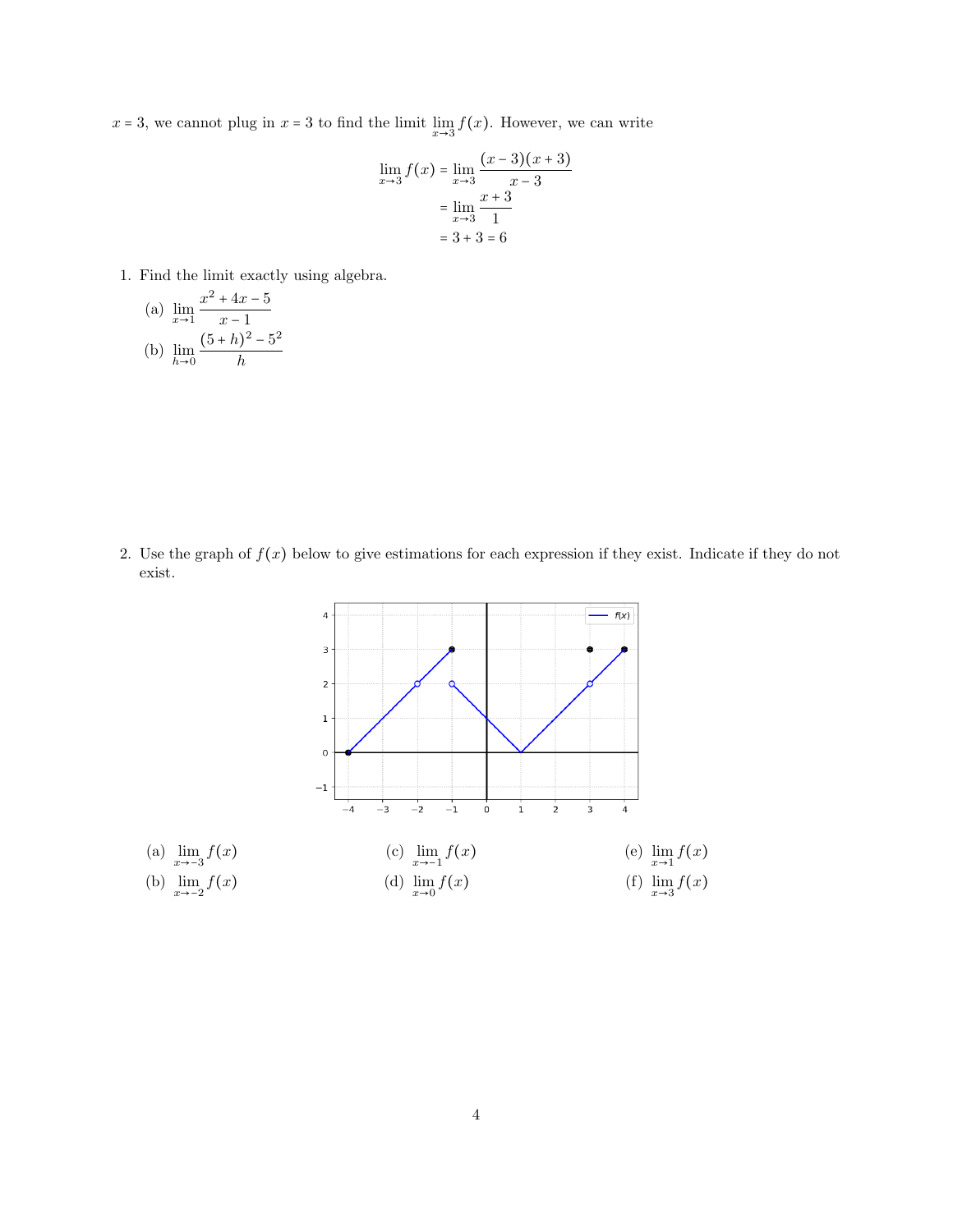$x = 3$, we cannot plug in $x = 3$ to find the limit $\lim_{x \to 3} f(x)$. However, we can write

$$
\begin{aligned}
\lim_{x \to 3} f(x) &= \lim_{x \to 3} \frac{(x-3)(x+3)}{x-3} \\
&= \lim_{x \to 3} \frac{x+3}{1} \\
&= 3 + 3 = 6
\end{aligned}
$$

1. Find the limit exactly using algebra.

   (a) $\lim_{x \to 1} \dfrac{x^2 + 4x - 5}{x - 1}$

   (b) $\lim_{h \to 0} \dfrac{(5+h)^2 - 5^2}{h}$

2. Use the graph of $f(x)$ below to give estimations for each expression if they exist. Indicate if they do not exist.

   (a) $\lim_{x \to -3} f(x)$

   (b) $\lim_{x \to -2} f(x)$

   (c) $\lim_{x \to -1} f(x)$

   (d) $\lim_{x \to 0} f(x)$

   (e) $\lim_{x \to 1} f(x)$

   (f) $\lim_{x \to 3} f(x)$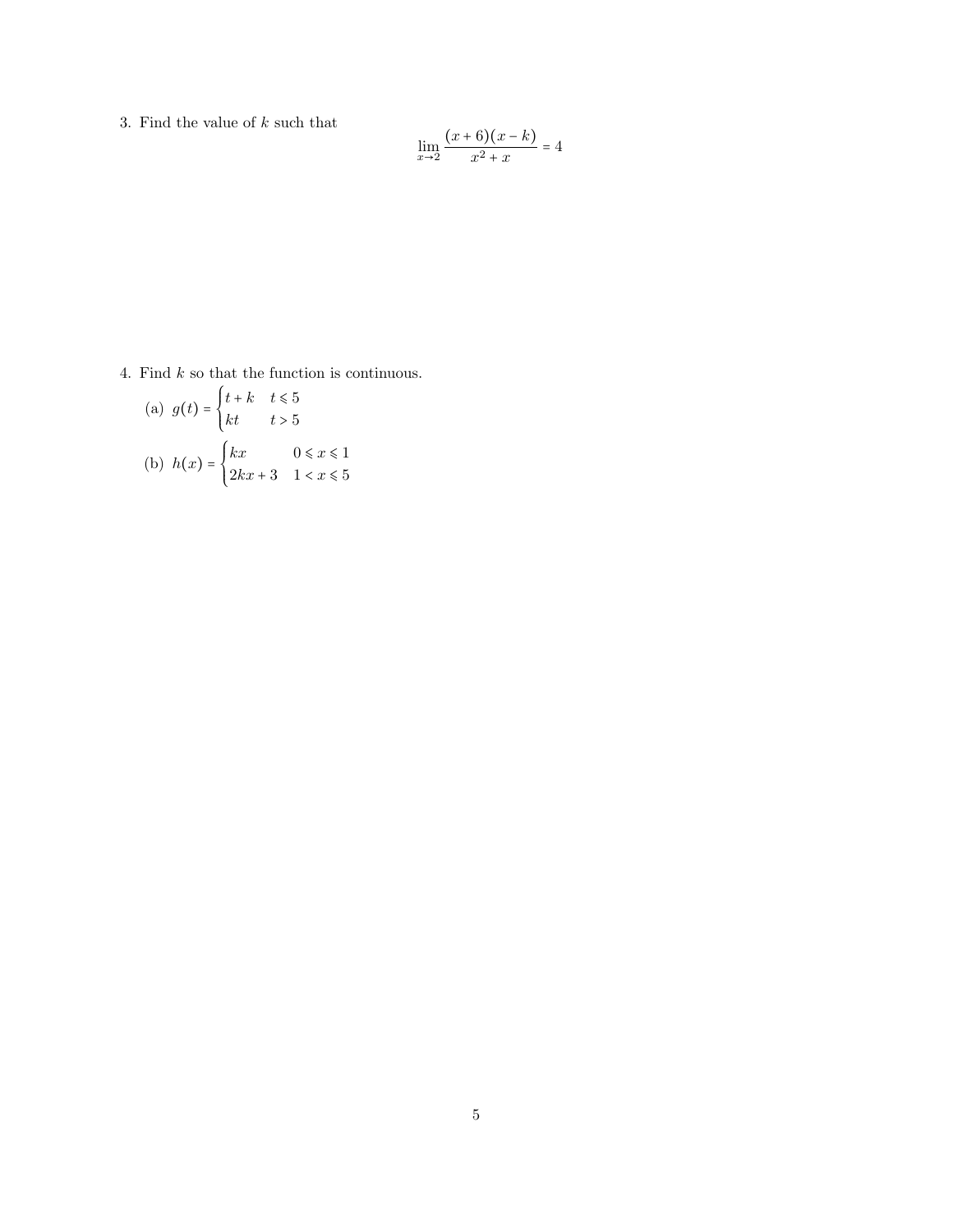3. Find the value of $k$ such that

$$\lim_{x \to 2} \frac{(x+6)(x-k)}{x^2+x} = 4$$

4. Find $k$ so that the function is continuous.

   (a) $g(t) = \begin{cases} t+k & t \leqslant 5 \\ kt & t > 5 \end{cases}$

   (b) $h(x) = \begin{cases} kx & 0 \leqslant x \leqslant 1 \\ 2kx+3 & 1 < x \leqslant 5 \end{cases}$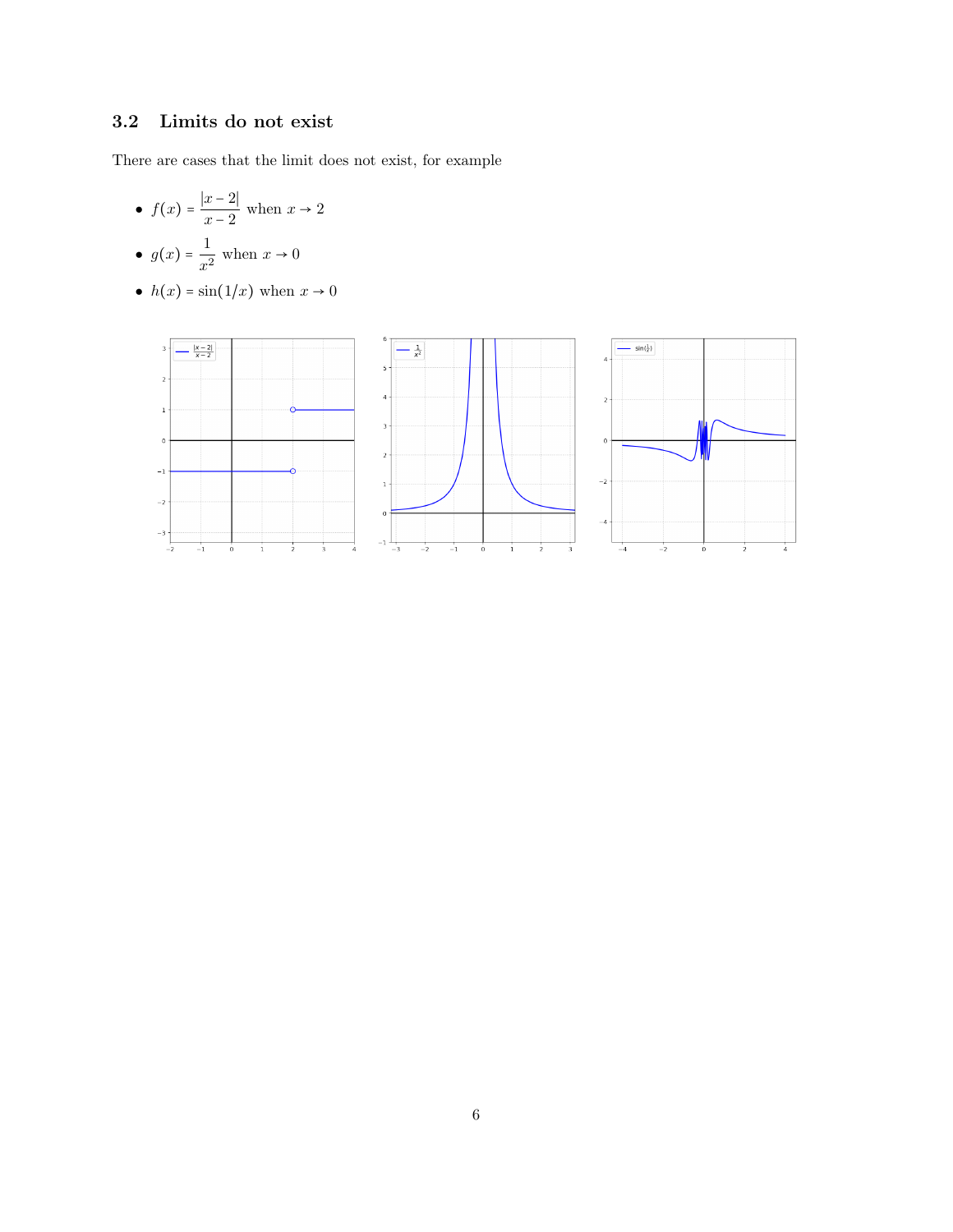### 3.2 Limits do not exist

There are cases that the limit does not exist, for example

- $f(x) = \dfrac{|x-2|}{x-2}$ when $x \to 2$
- $g(x) = \dfrac{1}{x^2}$ when $x \to 0$
- $h(x) = \sin(1/x)$ when $x \to 0$

$\frac{|x-2|}{x-2}$

3
2
1
0
−1
−2
−3

−2 −1 0 1 2 3 4

$\frac{1}{x^2}$

6
5
4
3
2
1
0
−1

−3 −2 −1 0 1 2 3

$\sin(\frac{1}{x})$

4
2
0
−2
−4

−4 −2 0 2 4